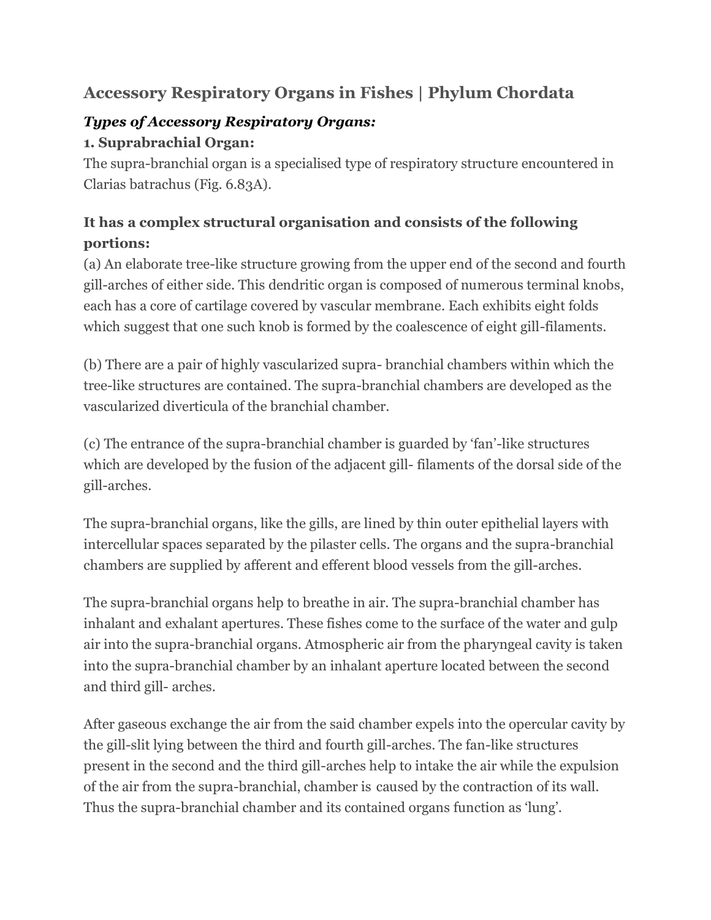## Accessory Respiratory Organs in Fishes | Phylum Chordata

***Types of Accessory Respiratory Organs:***

### 1. Suprabrachial Organ:

The supra-branchial organ is a specialised type of respiratory structure encountered in Clarias batrachus (Fig. 6.83A).

### It has a complex structural organisation and consists of the following portions:

(a) An elaborate tree-like structure growing from the upper end of the second and fourth gill-arches of either side. This dendritic organ is composed of numerous terminal knobs, each has a core of cartilage covered by vascular membrane. Each exhibits eight folds which suggest that one such knob is formed by the coalescence of eight gill-filaments.

(b) There are a pair of highly vascularized supra- branchial chambers within which the tree-like structures are contained. The supra-branchial chambers are developed as the vascularized diverticula of the branchial chamber.

(c) The entrance of the supra-branchial chamber is guarded by 'fan'-like structures which are developed by the fusion of the adjacent gill- filaments of the dorsal side of the gill-arches.

The supra-branchial organs, like the gills, are lined by thin outer epithelial layers with intercellular spaces separated by the pilaster cells. The organs and the supra-branchial chambers are supplied by afferent and efferent blood vessels from the gill-arches.

The supra-branchial organs help to breathe in air. The supra-branchial chamber has inhalant and exhalant apertures. These fishes come to the surface of the water and gulp air into the supra-branchial organs. Atmospheric air from the pharyngeal cavity is taken into the supra-branchial chamber by an inhalant aperture located between the second and third gill- arches.

After gaseous exchange the air from the said chamber expels into the opercular cavity by the gill-slit lying between the third and fourth gill-arches. The fan-like structures present in the second and the third gill-arches help to intake the air while the expulsion of the air from the supra-branchial, chamber is caused by the contraction of its wall. Thus the supra-branchial chamber and its contained organs function as 'lung'.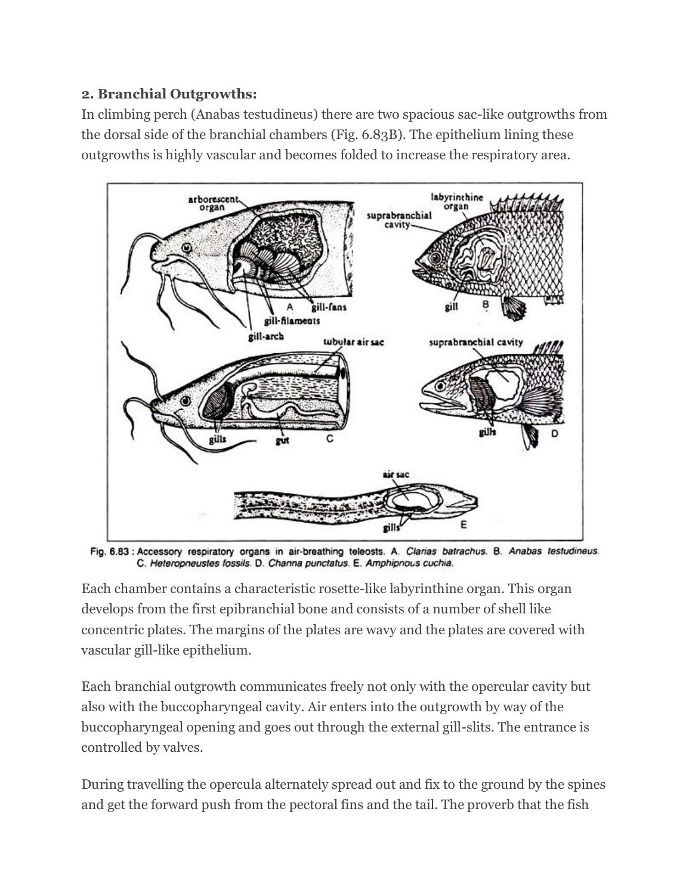**2. Branchial Outgrowths:**

In climbing perch (Anabas testudineus) there are two spacious sac-like outgrowths from the dorsal side of the branchial chambers (Fig. 6.83B). The epithelium lining these outgrowths is highly vascular and becomes folded to increase the respiratory area.

Fig. 6.83 : Accessory respiratory organs in air-breathing teleosts. A. *Clarias batrachus*. B. *Anabas testudineus*. C. *Heteropneustes fossils*. D. *Channa punctatus*. E. *Amphipnous cuchia*.

Each chamber contains a characteristic rosette-like labyrinthine organ. This organ develops from the first epibranchial bone and consists of a number of shell like concentric plates. The margins of the plates are wavy and the plates are covered with vascular gill-like epithelium.

Each branchial outgrowth communicates freely not only with the opercular cavity but also with the buccopharyngeal cavity. Air enters into the outgrowth by way of the buccopharyngeal opening and goes out through the external gill-slits. The entrance is controlled by valves.

During travelling the opercula alternately spread out and fix to the ground by the spines and get the forward push from the pectoral fins and the tail. The proverb that the fish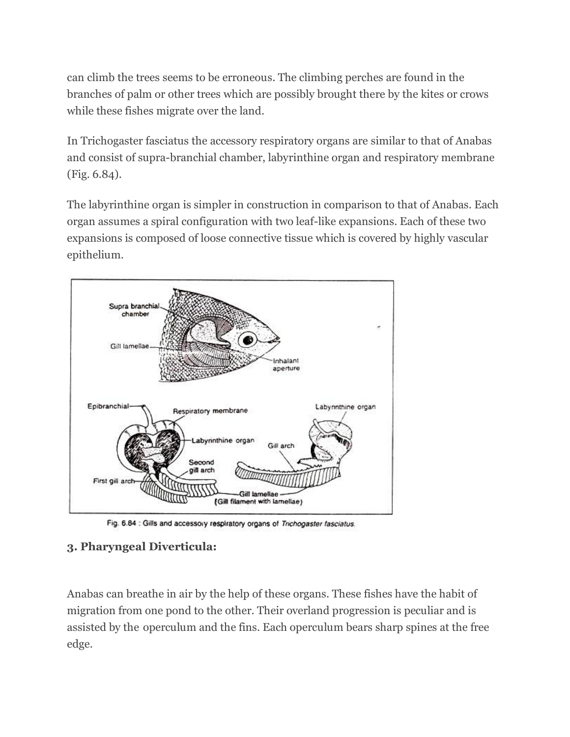can climb the trees seems to be erroneous. The climbing perches are found in the branches of palm or other trees which are possibly brought there by the kites or crows while these fishes migrate over the land.

In Trichogaster fasciatus the accessory respiratory organs are similar to that of Anabas and consist of supra-branchial chamber, labyrinthine organ and respiratory membrane (Fig. 6.84).

The labyrinthine organ is simpler in construction in comparison to that of Anabas. Each organ assumes a spiral configuration with two leaf-like expansions. Each of these two expansions is composed of loose connective tissue which is covered by highly vascular epithelium.

Fig. 6.84 : Gills and accessory respiratory organs of *Trichogaster fasciatus*.

### 3. Pharyngeal Diverticula:

Anabas can breathe in air by the help of these organs. These fishes have the habit of migration from one pond to the other. Their overland progression is peculiar and is assisted by the operculum and the fins. Each operculum bears sharp spines at the free edge.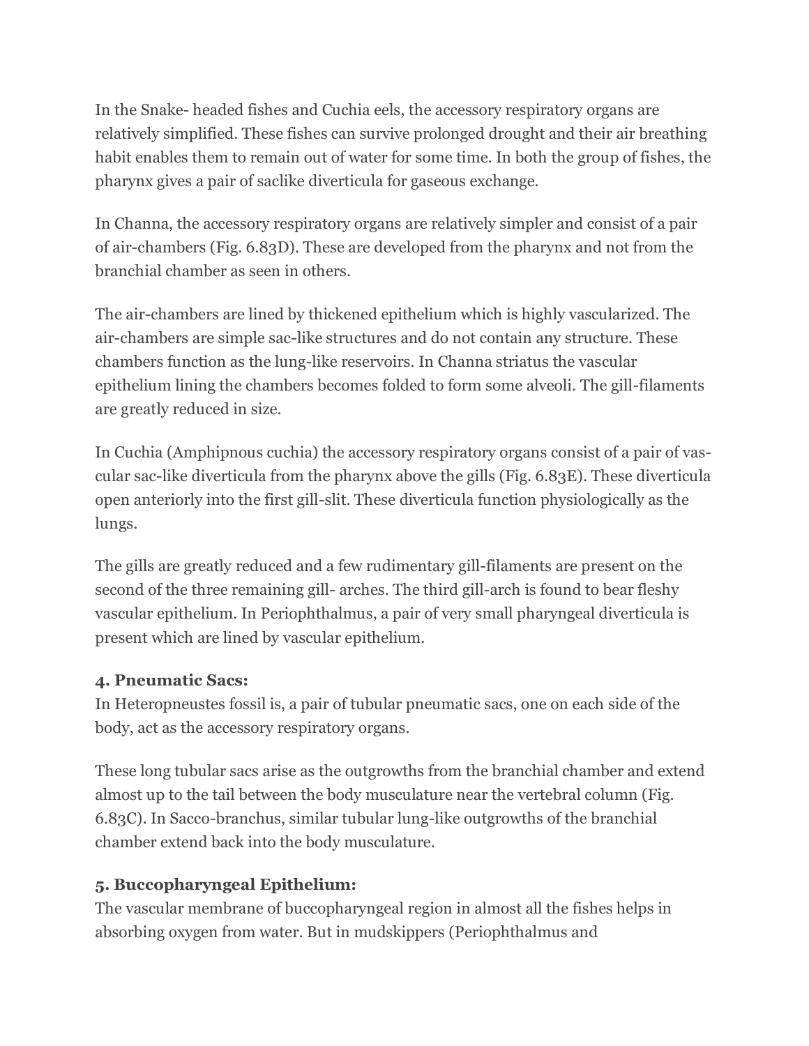In the Snake- headed fishes and Cuchia eels, the accessory respiratory organs are relatively simplified. These fishes can survive prolonged drought and their air breathing habit enables them to remain out of water for some time. In both the group of fishes, the pharynx gives a pair of saclike diverticula for gaseous exchange.

In Channa, the accessory respiratory organs are relatively simpler and consist of a pair of air-chambers (Fig. 6.83D). These are developed from the pharynx and not from the branchial chamber as seen in others.

The air-chambers are lined by thickened epithelium which is highly vascularized. The air-chambers are simple sac-like structures and do not contain any structure. These chambers function as the lung-like reservoirs. In Channa striatus the vascular epithelium lining the chambers becomes folded to form some alveoli. The gill-filaments are greatly reduced in size.

In Cuchia (Amphipnous cuchia) the accessory respiratory organs consist of a pair of vascular sac-like diverticula from the pharynx above the gills (Fig. 6.83E). These diverticula open anteriorly into the first gill-slit. These diverticula function physiologically as the lungs.

The gills are greatly reduced and a few rudimentary gill-filaments are present on the second of the three remaining gill- arches. The third gill-arch is found to bear fleshy vascular epithelium. In Periophthalmus, a pair of very small pharyngeal diverticula is present which are lined by vascular epithelium.

#### 4. Pneumatic Sacs:

In Heteropneustes fossil is, a pair of tubular pneumatic sacs, one on each side of the body, act as the accessory respiratory organs.

These long tubular sacs arise as the outgrowths from the branchial chamber and extend almost up to the tail between the body musculature near the vertebral column (Fig. 6.83C). In Sacco-branchus, similar tubular lung-like outgrowths of the branchial chamber extend back into the body musculature.

#### 5. Buccopharyngeal Epithelium:

The vascular membrane of buccopharyngeal region in almost all the fishes helps in absorbing oxygen from water. But in mudskippers (Periophthalmus and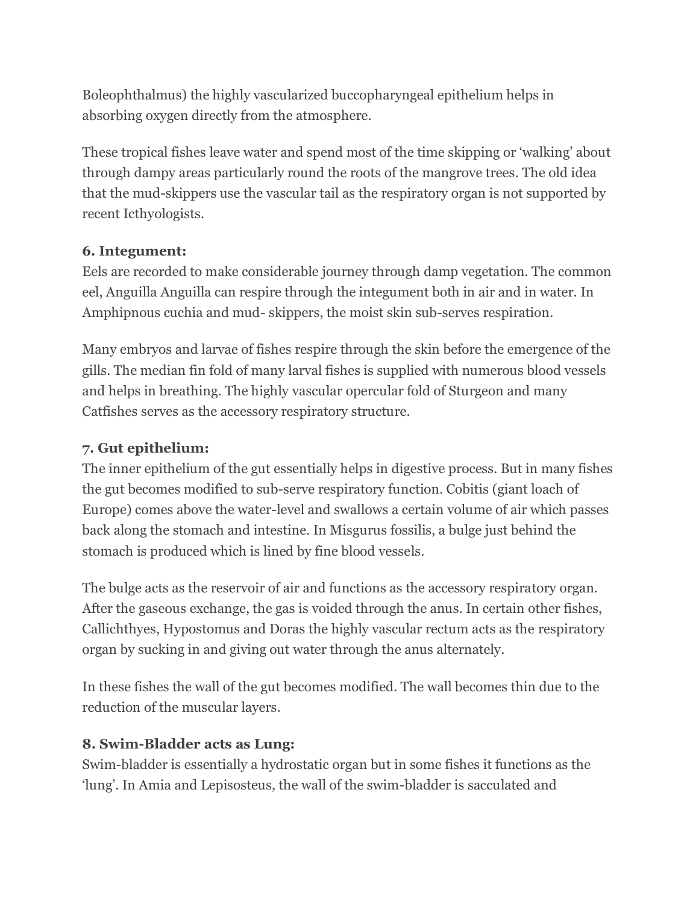Boleophthalmus) the highly vascularized buccopharyngeal epithelium helps in absorbing oxygen directly from the atmosphere.

These tropical fishes leave water and spend most of the time skipping or 'walking' about through dampy areas particularly round the roots of the mangrove trees. The old idea that the mud-skippers use the vascular tail as the respiratory organ is not supported by recent Icthyologists.

**6. Integument:**

Eels are recorded to make considerable journey through damp vegetation. The common eel, Anguilla Anguilla can respire through the integument both in air and in water. In Amphipnous cuchia and mud- skippers, the moist skin sub-serves respiration.

Many embryos and larvae of fishes respire through the skin before the emergence of the gills. The median fin fold of many larval fishes is supplied with numerous blood vessels and helps in breathing. The highly vascular opercular fold of Sturgeon and many Catfishes serves as the accessory respiratory structure.

**7. Gut epithelium:**

The inner epithelium of the gut essentially helps in digestive process. But in many fishes the gut becomes modified to sub-serve respiratory function. Cobitis (giant loach of Europe) comes above the water-level and swallows a certain volume of air which passes back along the stomach and intestine. In Misgurus fossilis, a bulge just behind the stomach is produced which is lined by fine blood vessels.

The bulge acts as the reservoir of air and functions as the accessory respiratory organ. After the gaseous exchange, the gas is voided through the anus. In certain other fishes, Callichthyes, Hypostomus and Doras the highly vascular rectum acts as the respiratory organ by sucking in and giving out water through the anus alternately.

In these fishes the wall of the gut becomes modified. The wall becomes thin due to the reduction of the muscular layers.

**8. Swim-Bladder acts as Lung:**

Swim-bladder is essentially a hydrostatic organ but in some fishes it functions as the 'lung'. In Amia and Lepisosteus, the wall of the swim-bladder is sacculated and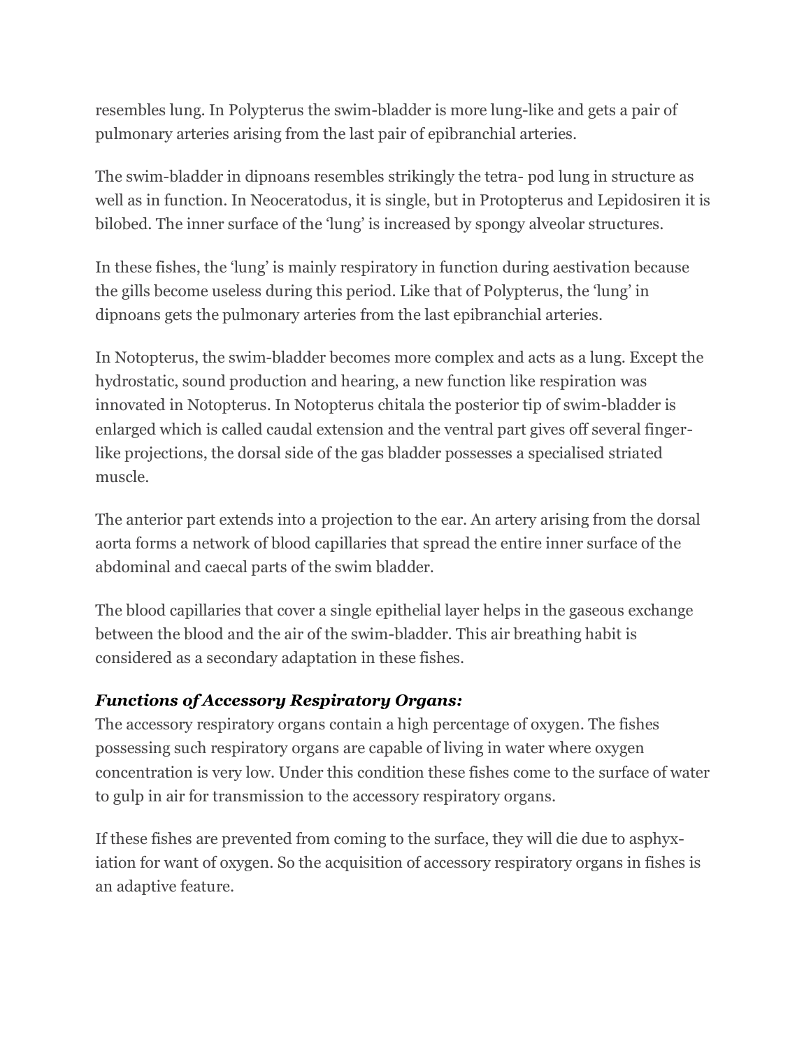resembles lung. In Polypterus the swim-bladder is more lung-like and gets a pair of pulmonary arteries arising from the last pair of epibranchial arteries.

The swim-bladder in dipnoans resembles strikingly the tetra- pod lung in structure as well as in function. In Neoceratodus, it is single, but in Protopterus and Lepidosiren it is bilobed. The inner surface of the 'lung' is increased by spongy alveolar structures.

In these fishes, the 'lung' is mainly respiratory in function during aestivation because the gills become useless during this period. Like that of Polypterus, the 'lung' in dipnoans gets the pulmonary arteries from the last epibranchial arteries.

In Notopterus, the swim-bladder becomes more complex and acts as a lung. Except the hydrostatic, sound production and hearing, a new function like respiration was innovated in Notopterus. In Notopterus chitala the posterior tip of swim-bladder is enlarged which is called caudal extension and the ventral part gives off several finger-like projections, the dorsal side of the gas bladder possesses a specialised striated muscle.

The anterior part extends into a projection to the ear. An artery arising from the dorsal aorta forms a network of blood capillaries that spread the entire inner surface of the abdominal and caecal parts of the swim bladder.

The blood capillaries that cover a single epithelial layer helps in the gaseous exchange between the blood and the air of the swim-bladder. This air breathing habit is considered as a secondary adaptation in these fishes.

### ***Functions of Accessory Respiratory Organs:***

The accessory respiratory organs contain a high percentage of oxygen. The fishes possessing such respiratory organs are capable of living in water where oxygen concentration is very low. Under this condition these fishes come to the surface of water to gulp in air for transmission to the accessory respiratory organs.

If these fishes are prevented from coming to the surface, they will die due to asphyxiation for want of oxygen. So the acquisition of accessory respiratory organs in fishes is an adaptive feature.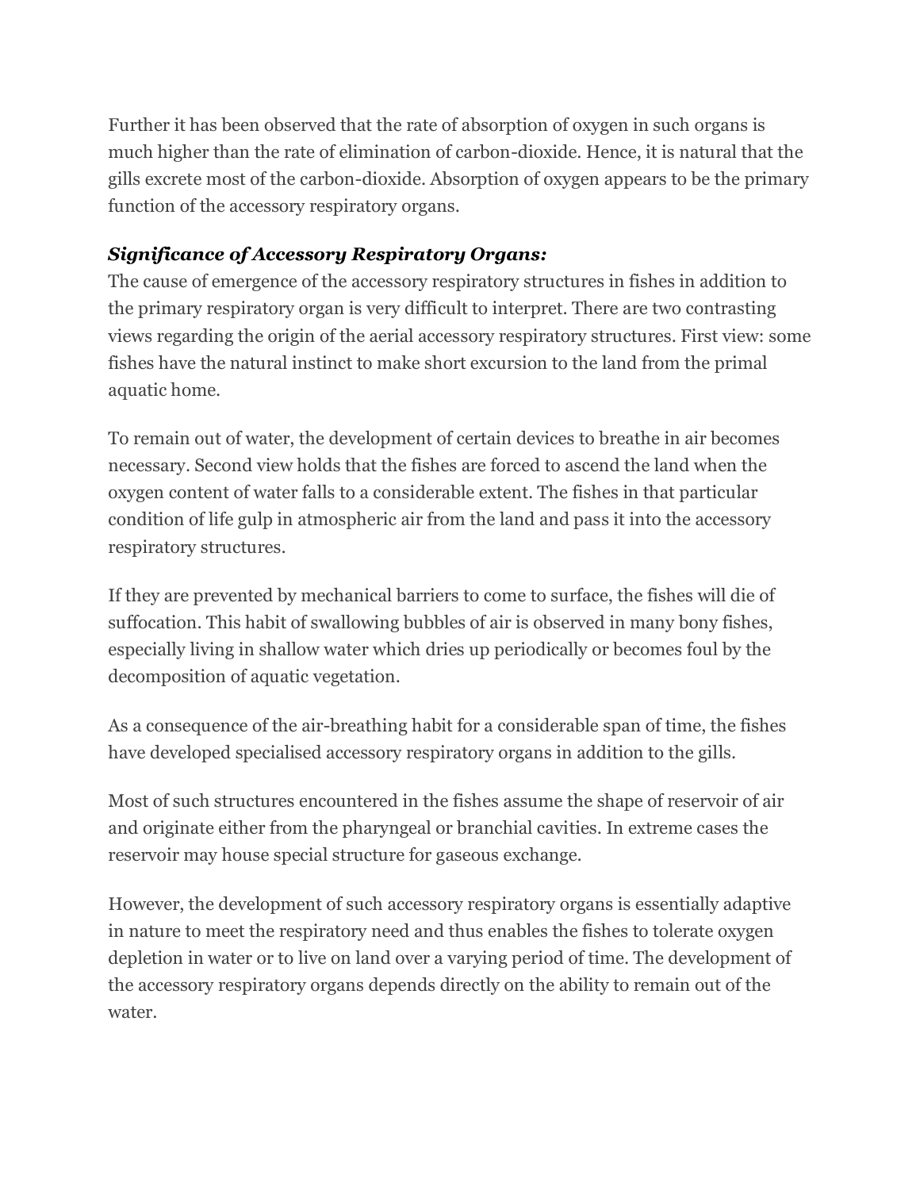Further it has been observed that the rate of absorption of oxygen in such organs is much higher than the rate of elimination of carbon-dioxide. Hence, it is natural that the gills excrete most of the carbon-dioxide. Absorption of oxygen appears to be the primary function of the accessory respiratory organs.

### ***Significance of Accessory Respiratory Organs:***

The cause of emergence of the accessory respiratory structures in fishes in addition to the primary respiratory organ is very difficult to interpret. There are two contrasting views regarding the origin of the aerial accessory respiratory structures. First view: some fishes have the natural instinct to make short excursion to the land from the primal aquatic home.

To remain out of water, the development of certain devices to breathe in air becomes necessary. Second view holds that the fishes are forced to ascend the land when the oxygen content of water falls to a considerable extent. The fishes in that particular condition of life gulp in atmospheric air from the land and pass it into the accessory respiratory structures.

If they are prevented by mechanical barriers to come to surface, the fishes will die of suffocation. This habit of swallowing bubbles of air is observed in many bony fishes, especially living in shallow water which dries up periodically or becomes foul by the decomposition of aquatic vegetation.

As a consequence of the air-breathing habit for a considerable span of time, the fishes have developed specialised accessory respiratory organs in addition to the gills.

Most of such structures encountered in the fishes assume the shape of reservoir of air and originate either from the pharyngeal or branchial cavities. In extreme cases the reservoir may house special structure for gaseous exchange.

However, the development of such accessory respiratory organs is essentially adaptive in nature to meet the respiratory need and thus enables the fishes to tolerate oxygen depletion in water or to live on land over a varying period of time. The development of the accessory respiratory organs depends directly on the ability to remain out of the water.